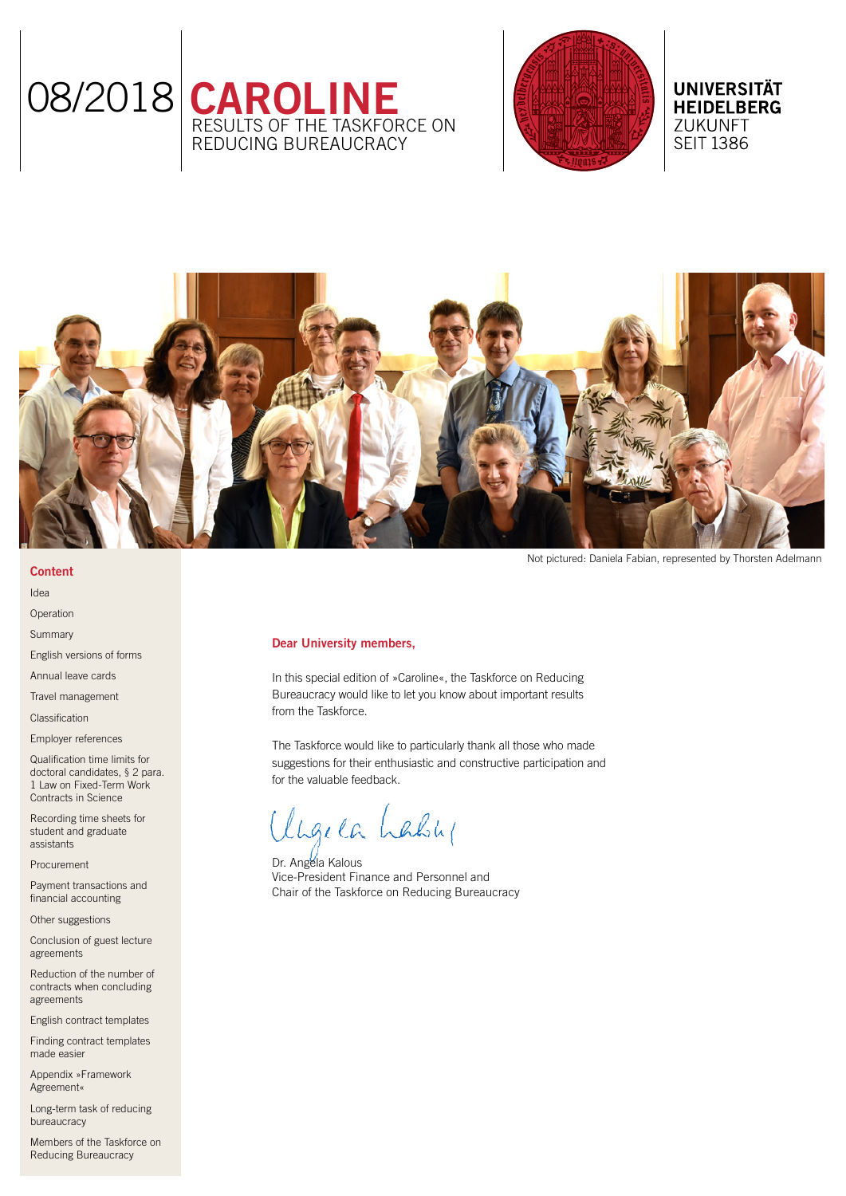# 08/2018 CAROLINE

## RESULTS OF THE TASKFORCE ON REDUCING BUREAUCRACY

**UNIVERSITÄT HEIDELBERG**
ZUKUNFT
SEIT 1386

Not pictured: Daniela Fabian, represented by Thorsten Adelmann

**Content**

- Idea
- Operation
- Summary
- English versions of forms
- Annual leave cards
- Travel management
- Classification
- Employer references
- Qualification time limits for doctoral candidates, § 2 para. 1 Law on Fixed-Term Work Contracts in Science
- Recording time sheets for student and graduate assistants
- Procurement
- Payment transactions and financial accounting
- Other suggestions
- Conclusion of guest lecture agreements
- Reduction of the number of contracts when concluding agreements
- English contract templates
- Finding contract templates made easier
- Appendix »Framework Agreement«
- Long-term task of reducing bureaucracy
- Members of the Taskforce on Reducing Bureaucracy

**Dear University members,**

In this special edition of »Caroline«, the Taskforce on Reducing Bureaucracy would like to let you know about important results from the Taskforce.

The Taskforce would like to particularly thank all those who made suggestions for their enthusiastic and constructive participation and for the valuable feedback.

Dr. Angela Kalous
Vice-President Finance and Personnel and
Chair of the Taskforce on Reducing Bureaucracy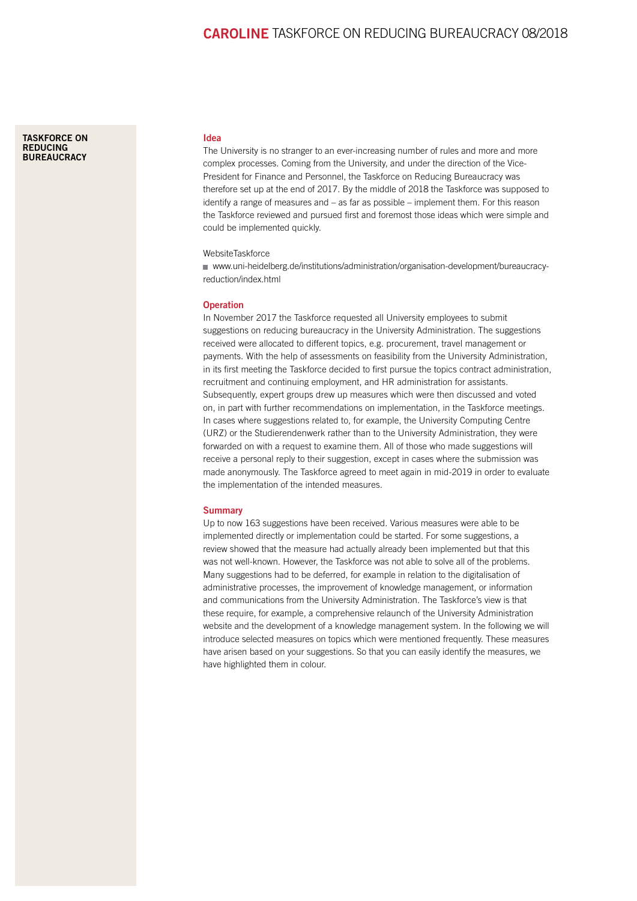# TASKFORCE ON REDUCING BUREAUCRACY

## Idea

The University is no stranger to an ever-increasing number of rules and more and more complex processes. Coming from the University, and under the direction of the Vice-President for Finance and Personnel, the Taskforce on Reducing Bureaucracy was therefore set up at the end of 2017. By the middle of 2018 the Taskforce was supposed to identify a range of measures and – as far as possible – implement them. For this reason the Taskforce reviewed and pursued first and foremost those ideas which were simple and could be implemented quickly.

WebsiteTaskforce

- www.uni-heidelberg.de/institutions/administration/organisation-development/bureaucracy-reduction/index.html

## Operation

In November 2017 the Taskforce requested all University employees to submit suggestions on reducing bureaucracy in the University Administration. The suggestions received were allocated to different topics, e.g. procurement, travel management or payments. With the help of assessments on feasibility from the University Administration, in its first meeting the Taskforce decided to first pursue the topics contract administration, recruitment and continuing employment, and HR administration for assistants. Subsequently, expert groups drew up measures which were then discussed and voted on, in part with further recommendations on implementation, in the Taskforce meetings. In cases where suggestions related to, for example, the University Computing Centre (URZ) or the Studierendenwerk rather than to the University Administration, they were forwarded on with a request to examine them. All of those who made suggestions will receive a personal reply to their suggestion, except in cases where the submission was made anonymously. The Taskforce agreed to meet again in mid-2019 in order to evaluate the implementation of the intended measures.

## Summary

Up to now 163 suggestions have been received. Various measures were able to be implemented directly or implementation could be started. For some suggestions, a review showed that the measure had actually already been implemented but that this was not well-known. However, the Taskforce was not able to solve all of the problems. Many suggestions had to be deferred, for example in relation to the digitalisation of administrative processes, the improvement of knowledge management, or information and communications from the University Administration. The Taskforce's view is that these require, for example, a comprehensive relaunch of the University Administration website and the development of a knowledge management system. In the following we will introduce selected measures on topics which were mentioned frequently. These measures have arisen based on your suggestions. So that you can easily identify the measures, we have highlighted them in colour.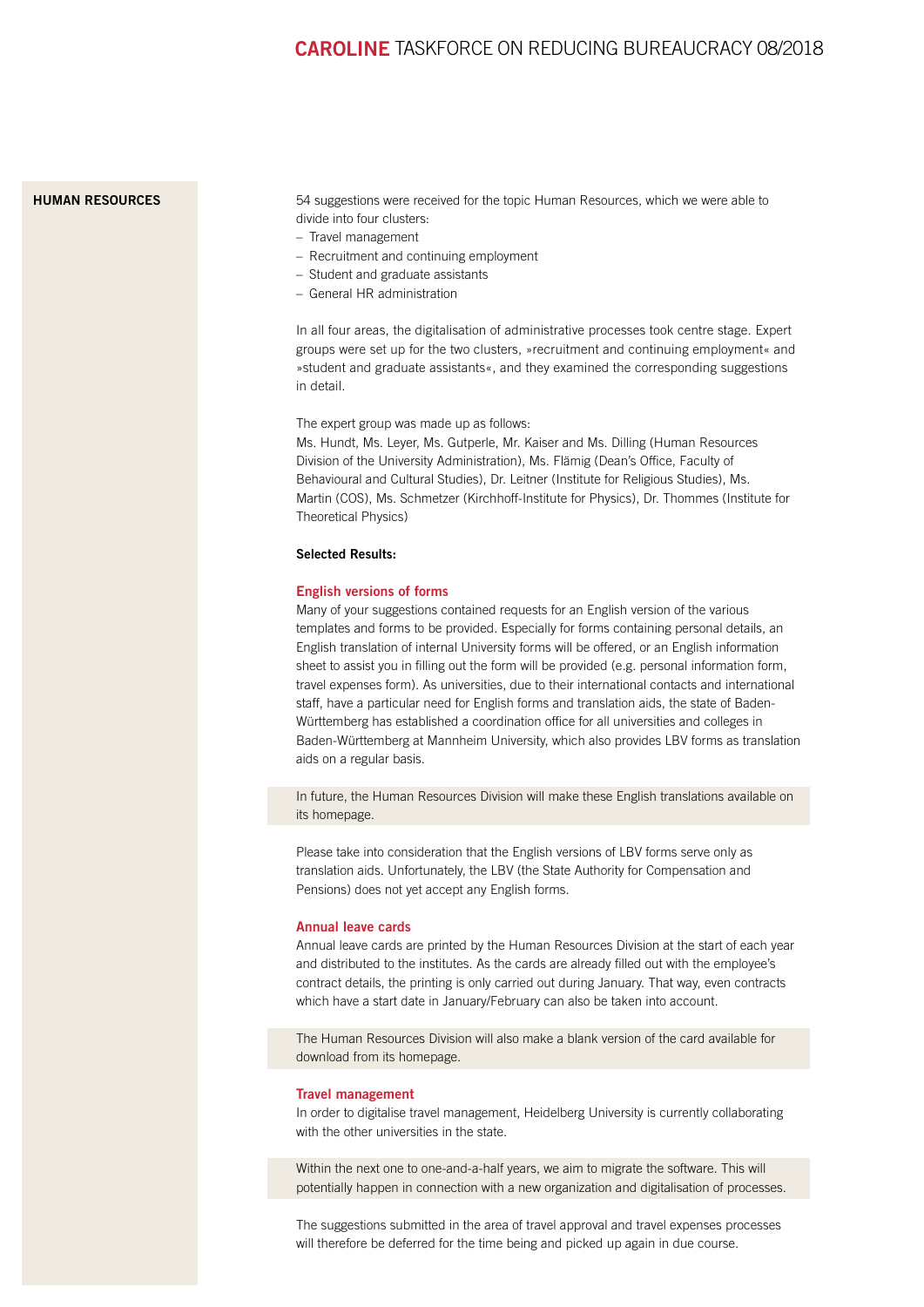## HUMAN RESOURCES

54 suggestions were received for the topic Human Resources, which we were able to divide into four clusters:

- Travel management
- Recruitment and continuing employment
- Student and graduate assistants
- General HR administration

In all four areas, the digitalisation of administrative processes took centre stage. Expert groups were set up for the two clusters, »recruitment and continuing employment« and »student and graduate assistants«, and they examined the corresponding suggestions in detail.

The expert group was made up as follows:
Ms. Hundt, Ms. Leyer, Ms. Gutperle, Mr. Kaiser and Ms. Dilling (Human Resources Division of the University Administration), Ms. Flämig (Dean's Office, Faculty of Behavioural and Cultural Studies), Dr. Leitner (Institute for Religious Studies), Ms. Martin (COS), Ms. Schmetzer (Kirchhoff-Institute for Physics), Dr. Thommes (Institute for Theoretical Physics)

**Selected Results:**

### English versions of forms

Many of your suggestions contained requests for an English version of the various templates and forms to be provided. Especially for forms containing personal details, an English translation of internal University forms will be offered, or an English information sheet to assist you in filling out the form will be provided (e.g. personal information form, travel expenses form). As universities, due to their international contacts and international staff, have a particular need for English forms and translation aids, the state of Baden-Württemberg has established a coordination office for all universities and colleges in Baden-Württemberg at Mannheim University, which also provides LBV forms as translation aids on a regular basis.

In future, the Human Resources Division will make these English translations available on its homepage.

Please take into consideration that the English versions of LBV forms serve only as translation aids. Unfortunately, the LBV (the State Authority for Compensation and Pensions) does not yet accept any English forms.

### Annual leave cards

Annual leave cards are printed by the Human Resources Division at the start of each year and distributed to the institutes. As the cards are already filled out with the employee's contract details, the printing is only carried out during January. That way, even contracts which have a start date in January/February can also be taken into account.

The Human Resources Division will also make a blank version of the card available for download from its homepage.

### Travel management

In order to digitalise travel management, Heidelberg University is currently collaborating with the other universities in the state.

Within the next one to one-and-a-half years, we aim to migrate the software. This will potentially happen in connection with a new organization and digitalisation of processes.

The suggestions submitted in the area of travel approval and travel expenses processes will therefore be deferred for the time being and picked up again in due course.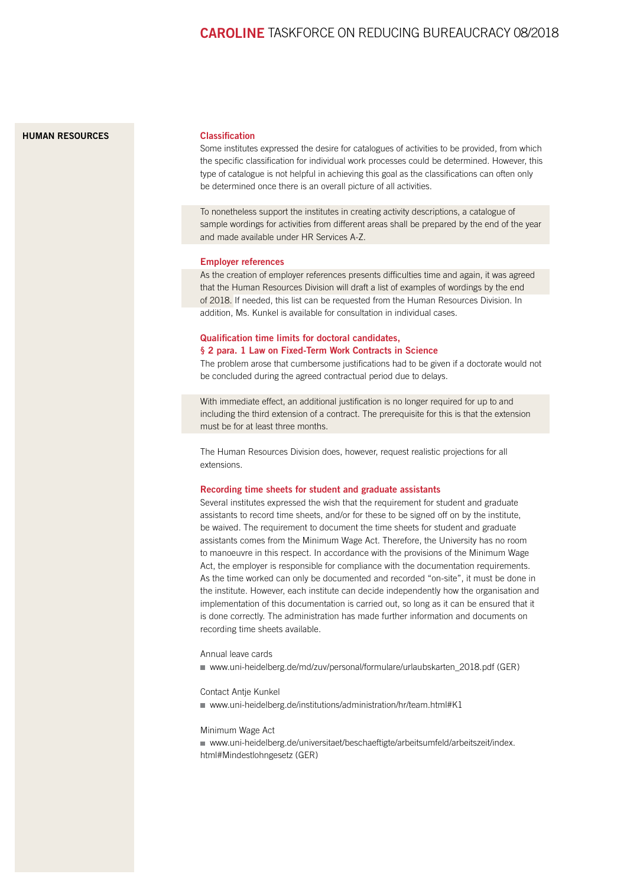## HUMAN RESOURCES

### Classification

Some institutes expressed the desire for catalogues of activities to be provided, from which the specific classification for individual work processes could be determined. However, this type of catalogue is not helpful in achieving this goal as the classifications can often only be determined once there is an overall picture of all activities.

To nonetheless support the institutes in creating activity descriptions, a catalogue of sample wordings for activities from different areas shall be prepared by the end of the year and made available under HR Services A-Z.

### Employer references

As the creation of employer references presents difficulties time and again, it was agreed that the Human Resources Division will draft a list of examples of wordings by the end of 2018. If needed, this list can be requested from the Human Resources Division. In addition, Ms. Kunkel is available for consultation in individual cases.

### Qualification time limits for doctoral candidates, § 2 para. 1 Law on Fixed-Term Work Contracts in Science

The problem arose that cumbersome justifications had to be given if a doctorate would not be concluded during the agreed contractual period due to delays.

With immediate effect, an additional justification is no longer required for up to and including the third extension of a contract. The prerequisite for this is that the extension must be for at least three months.

The Human Resources Division does, however, request realistic projections for all extensions.

### Recording time sheets for student and graduate assistants

Several institutes expressed the wish that the requirement for student and graduate assistants to record time sheets, and/or for these to be signed off on by the institute, be waived. The requirement to document the time sheets for student and graduate assistants comes from the Minimum Wage Act. Therefore, the University has no room to manoeuvre in this respect. In accordance with the provisions of the Minimum Wage Act, the employer is responsible for compliance with the documentation requirements. As the time worked can only be documented and recorded "on-site", it must be done in the institute. However, each institute can decide independently how the organisation and implementation of this documentation is carried out, so long as it can be ensured that it is done correctly. The administration has made further information and documents on recording time sheets available.

Annual leave cards

- www.uni-heidelberg.de/md/zuv/personal/formulare/urlaubskarten_2018.pdf (GER)

Contact Antje Kunkel

- www.uni-heidelberg.de/institutions/administration/hr/team.html#K1

Minimum Wage Act

- www.uni-heidelberg.de/universitaet/beschaeftigte/arbeitsumfeld/arbeitszeit/index.html#Mindestlohngesetz (GER)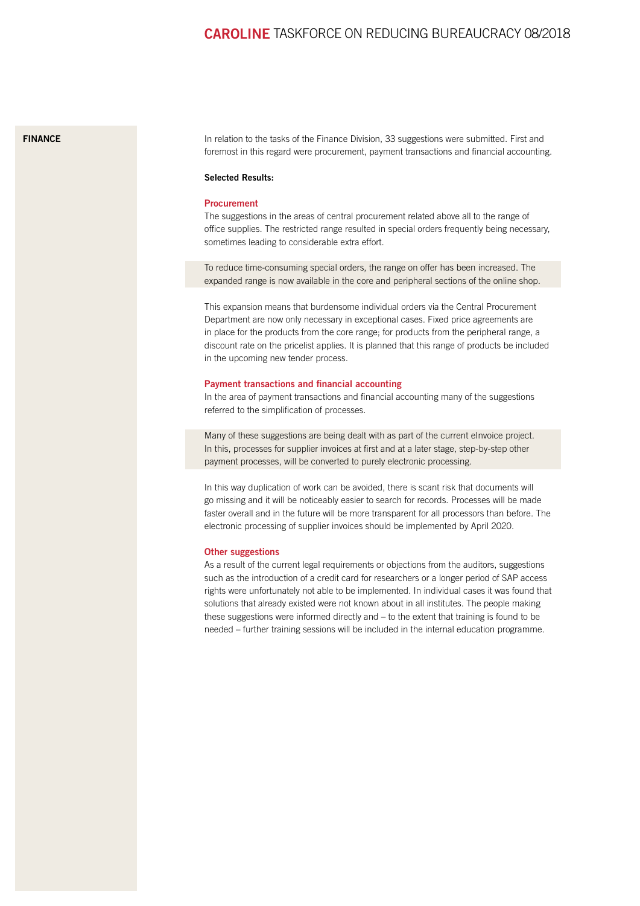## FINANCE

In relation to the tasks of the Finance Division, 33 suggestions were submitted. First and foremost in this regard were procurement, payment transactions and financial accounting.

**Selected Results:**

### Procurement

The suggestions in the areas of central procurement related above all to the range of office supplies. The restricted range resulted in special orders frequently being necessary, sometimes leading to considerable extra effort.

To reduce time-consuming special orders, the range on offer has been increased. The expanded range is now available in the core and peripheral sections of the online shop.

This expansion means that burdensome individual orders via the Central Procurement Department are now only necessary in exceptional cases. Fixed price agreements are in place for the products from the core range; for products from the peripheral range, a discount rate on the pricelist applies. It is planned that this range of products be included in the upcoming new tender process.

### Payment transactions and financial accounting

In the area of payment transactions and financial accounting many of the suggestions referred to the simplification of processes.

Many of these suggestions are being dealt with as part of the current eInvoice project. In this, processes for supplier invoices at first and at a later stage, step-by-step other payment processes, will be converted to purely electronic processing.

In this way duplication of work can be avoided, there is scant risk that documents will go missing and it will be noticeably easier to search for records. Processes will be made faster overall and in the future will be more transparent for all processors than before. The electronic processing of supplier invoices should be implemented by April 2020.

### Other suggestions

As a result of the current legal requirements or objections from the auditors, suggestions such as the introduction of a credit card for researchers or a longer period of SAP access rights were unfortunately not able to be implemented. In individual cases it was found that solutions that already existed were not known about in all institutes. The people making these suggestions were informed directly and – to the extent that training is found to be needed – further training sessions will be included in the internal education programme.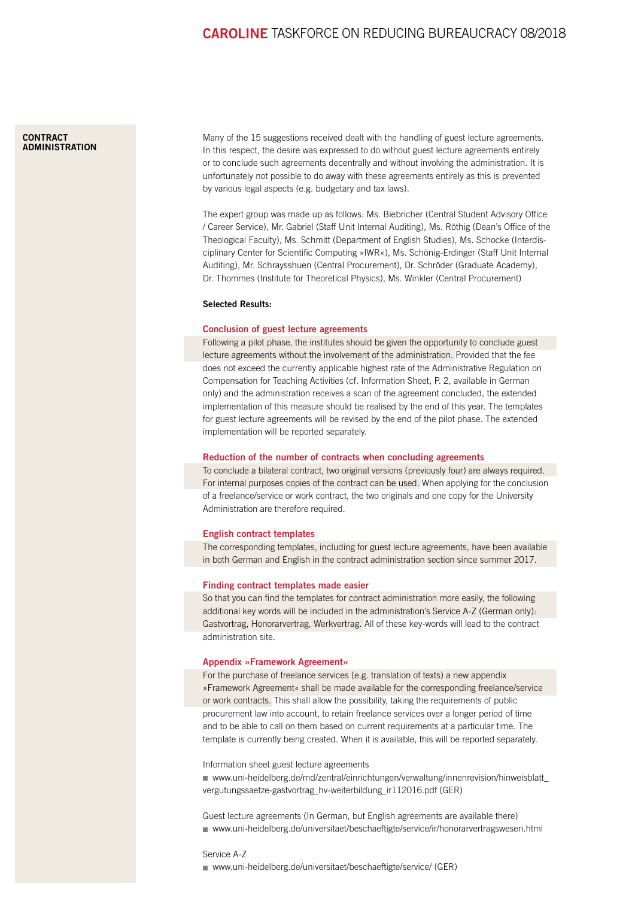## CONTRACT ADMINISTRATION

Many of the 15 suggestions received dealt with the handling of guest lecture agreements. In this respect, the desire was expressed to do without guest lecture agreements entirely or to conclude such agreements decentrally and without involving the administration. It is unfortunately not possible to do away with these agreements entirely as this is prevented by various legal aspects (e.g. budgetary and tax laws).

The expert group was made up as follows: Ms. Biebricher (Central Student Advisory Office / Career Service), Mr. Gabriel (Staff Unit Internal Auditing), Ms. Röthig (Dean's Office of the Theological Faculty), Ms. Schmitt (Department of English Studies), Ms. Schocke (Interdisciplinary Center for Scientific Computing »IWR«), Ms. Schönig-Erdinger (Staff Unit Internal Auditing), Mr. Schraysshuen (Central Procurement), Dr. Schröder (Graduate Academy), Dr. Thommes (Institute for Theoretical Physics), Ms. Winkler (Central Procurement)

**Selected Results:**

### Conclusion of guest lecture agreements

Following a pilot phase, the institutes should be given the opportunity to conclude guest lecture agreements without the involvement of the administration. Provided that the fee does not exceed the currently applicable highest rate of the Administrative Regulation on Compensation for Teaching Activities (cf. Information Sheet, P. 2, available in German only) and the administration receives a scan of the agreement concluded, the extended implementation of this measure should be realised by the end of this year. The templates for guest lecture agreements will be revised by the end of the pilot phase. The extended implementation will be reported separately.

### Reduction of the number of contracts when concluding agreements

To conclude a bilateral contract, two original versions (previously four) are always required. For internal purposes copies of the contract can be used. When applying for the conclusion of a freelance/service or work contract, the two originals and one copy for the University Administration are therefore required.

### English contract templates

The corresponding templates, including for guest lecture agreements, have been available in both German and English in the contract administration section since summer 2017.

### Finding contract templates made easier

So that you can find the templates for contract administration more easily, the following additional key words will be included in the administration's Service A-Z (German only): Gastvortrag, Honorarvertrag, Werkvertrag. All of these key-words will lead to the contract administration site.

### Appendix »Framework Agreement«

For the purchase of freelance services (e.g. translation of texts) a new appendix »Framework Agreement« shall be made available for the corresponding freelance/service or work contracts. This shall allow the possibility, taking the requirements of public procurement law into account, to retain freelance services over a longer period of time and to be able to call on them based on current requirements at a particular time. The template is currently being created. When it is available, this will be reported separately.

Information sheet guest lecture agreements

- www.uni-heidelberg.de/md/zentral/einrichtungen/verwaltung/innenrevision/hinweisblatt_vergutungssaetze-gastvortrag_hv-weiterbildung_ir112016.pdf (GER)

Guest lecture agreements (In German, but English agreements are available there)

- www.uni-heidelberg.de/universitaet/beschaeftigte/service/ir/honorarvertragswesen.html

Service A-Z

- www.uni-heidelberg.de/universitaet/beschaeftigte/service/ (GER)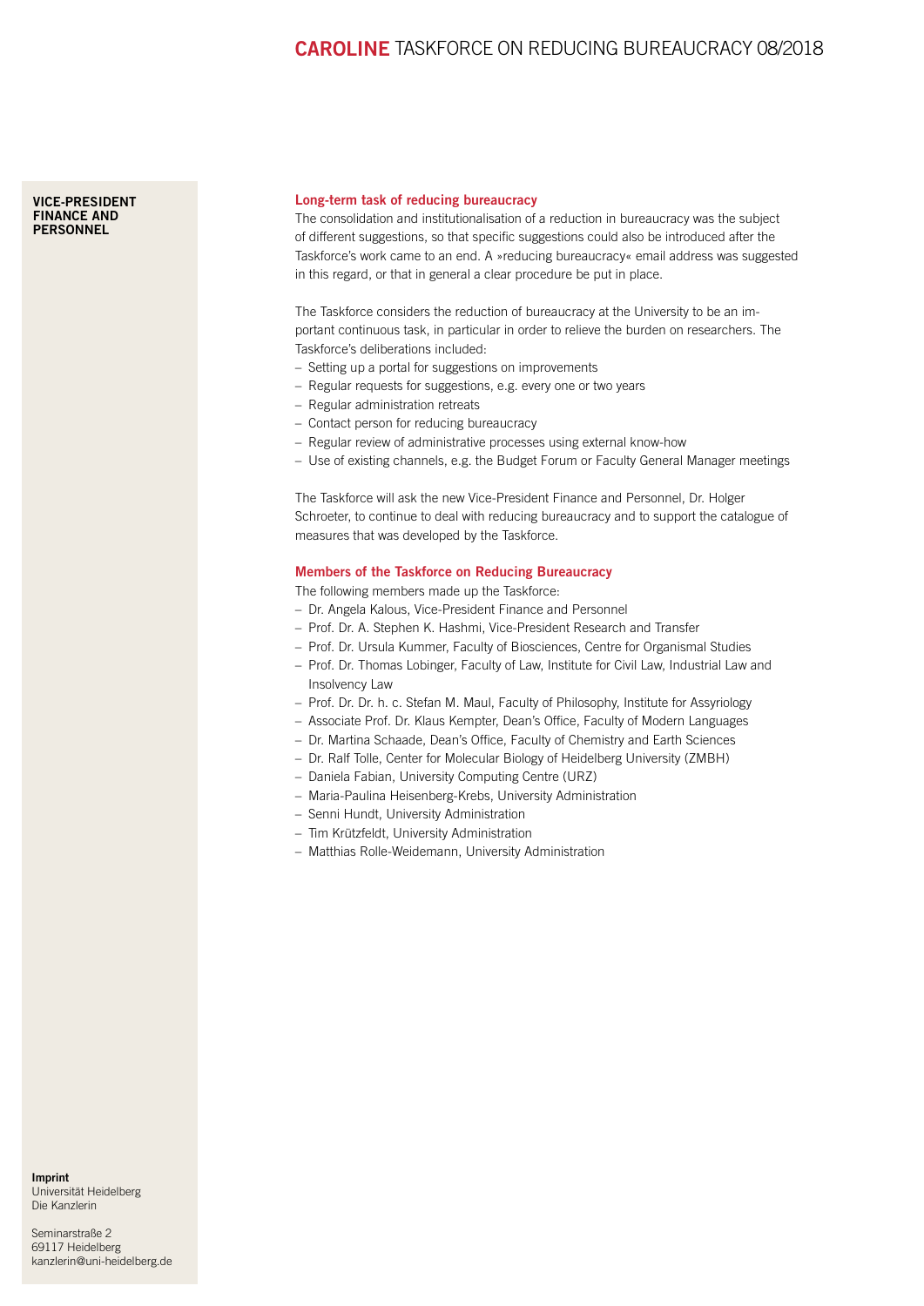**VICE-PRESIDENT FINANCE AND PERSONNEL**

## Long-term task of reducing bureaucracy

The consolidation and institutionalisation of a reduction in bureaucracy was the subject of different suggestions, so that specific suggestions could also be introduced after the Taskforce's work came to an end. A »reducing bureaucracy« email address was suggested in this regard, or that in general a clear procedure be put in place.

The Taskforce considers the reduction of bureaucracy at the University to be an important continuous task, in particular in order to relieve the burden on researchers. The Taskforce's deliberations included:

- Setting up a portal for suggestions on improvements
- Regular requests for suggestions, e.g. every one or two years
- Regular administration retreats
- Contact person for reducing bureaucracy
- Regular review of administrative processes using external know-how
- Use of existing channels, e.g. the Budget Forum or Faculty General Manager meetings

The Taskforce will ask the new Vice-President Finance and Personnel, Dr. Holger Schroeter, to continue to deal with reducing bureaucracy and to support the catalogue of measures that was developed by the Taskforce.

## Members of the Taskforce on Reducing Bureaucracy

The following members made up the Taskforce:

- Dr. Angela Kalous, Vice-President Finance and Personnel
- Prof. Dr. A. Stephen K. Hashmi, Vice-President Research and Transfer
- Prof. Dr. Ursula Kummer, Faculty of Biosciences, Centre for Organismal Studies
- Prof. Dr. Thomas Lobinger, Faculty of Law, Institute for Civil Law, Industrial Law and Insolvency Law
- Prof. Dr. Dr. h. c. Stefan M. Maul, Faculty of Philosophy, Institute for Assyriology
- Associate Prof. Dr. Klaus Kempter, Dean's Office, Faculty of Modern Languages
- Dr. Martina Schaade, Dean's Office, Faculty of Chemistry and Earth Sciences
- Dr. Ralf Tolle, Center for Molecular Biology of Heidelberg University (ZMBH)
- Daniela Fabian, University Computing Centre (URZ)
- Maria-Paulina Heisenberg-Krebs, University Administration
- Senni Hundt, University Administration
- Tim Krützfeldt, University Administration
- Matthias Rolle-Weidemann, University Administration

**Imprint**
Universität Heidelberg
Die Kanzlerin

Seminarstraße 2
69117 Heidelberg
kanzlerin@uni-heidelberg.de